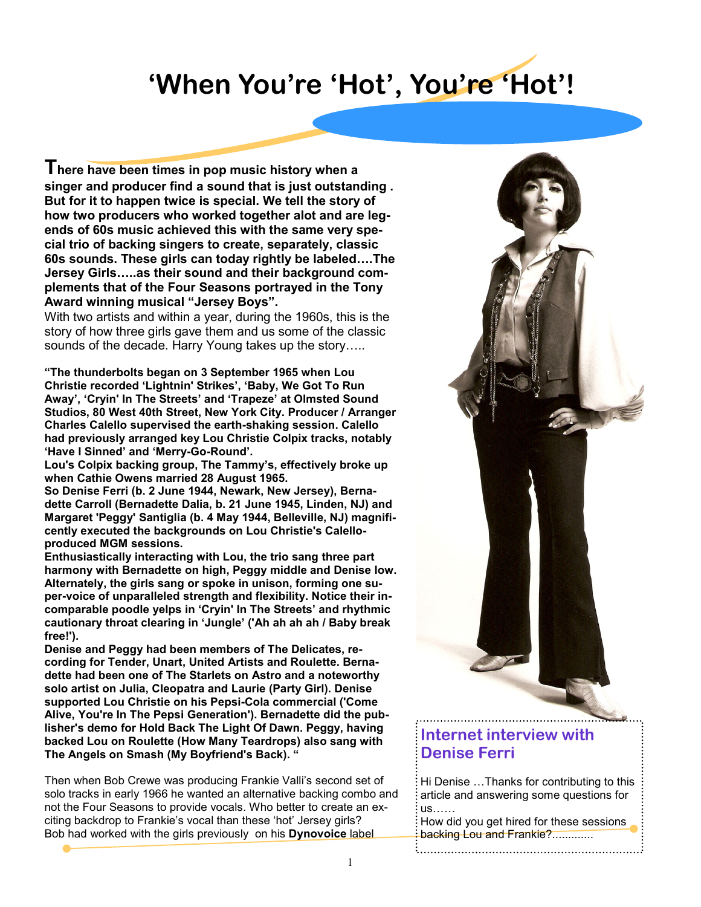# 'When You're 'Hot', You're 'Hot'!

**There have been times in pop music history when a singer and producer find a sound that is just outstanding . But for it to happen twice is special. We tell the story of how two producers who worked together alot and are legends of 60s music achieved this with the same very special trio of backing singers to create, separately, classic 60s sounds. These girls can today rightly be labeled….The Jersey Girls…..as their sound and their background complements that of the Four Seasons portrayed in the Tony Award winning musical "Jersey Boys".**

With two artists and within a year, during the 1960s, this is the story of how three girls gave them and us some of the classic sounds of the decade. Harry Young takes up the story…..

**"The thunderbolts began on 3 September 1965 when Lou Christie recorded 'Lightnin' Strikes', 'Baby, We Got To Run Away', 'Cryin' In The Streets' and 'Trapeze' at Olmsted Sound Studios, 80 West 40th Street, New York City. Producer / Arranger Charles Calello supervised the earth-shaking session. Calello had previously arranged key Lou Christie Colpix tracks, notably 'Have I Sinned' and 'Merry-Go-Round'.**

**Lou's Colpix backing group, The Tammy's, effectively broke up when Cathie Owens married 28 August 1965.**

**So Denise Ferri (b. 2 June 1944, Newark, New Jersey), Bernadette Carroll (Bernadette Dalia, b. 21 June 1945, Linden, NJ) and Margaret 'Peggy' Santiglia (b. 4 May 1944, Belleville, NJ) magnificently executed the backgrounds on Lou Christie's Calello-produced MGM sessions.**

**Enthusiastically interacting with Lou, the trio sang three part harmony with Bernadette on high, Peggy middle and Denise low. Alternately, the girls sang or spoke in unison, forming one super-voice of unparalleled strength and flexibility. Notice their incomparable poodle yelps in 'Cryin' In The Streets' and rhythmic cautionary throat clearing in 'Jungle' ('Ah ah ah ah / Baby break free!').**

**Denise and Peggy had been members of The Delicates, recording for Tender, Unart, United Artists and Roulette. Bernadette had been one of The Starlets on Astro and a noteworthy solo artist on Julia, Cleopatra and Laurie (Party Girl). Denise supported Lou Christie on his Pepsi-Cola commercial ('Come Alive, You're In The Pepsi Generation'). Bernadette did the publisher's demo for Hold Back The Light Of Dawn. Peggy, having backed Lou on Roulette (How Many Teardrops) also sang with The Angels on Smash (My Boyfriend's Back). "**

Then when Bob Crewe was producing Frankie Valli's second set of solo tracks in early 1966 he wanted an alternative backing combo and not the Four Seasons to provide vocals. Who better to create an exciting backdrop to Frankie's vocal than these 'hot' Jersey girls? Bob had worked with the girls previously on his **Dynovoice** label

## Internet interview with Denise Ferri

Hi Denise …Thanks for contributing to this article and answering some questions for us……

How did you get hired for these sessions backing Lou and Frankie?............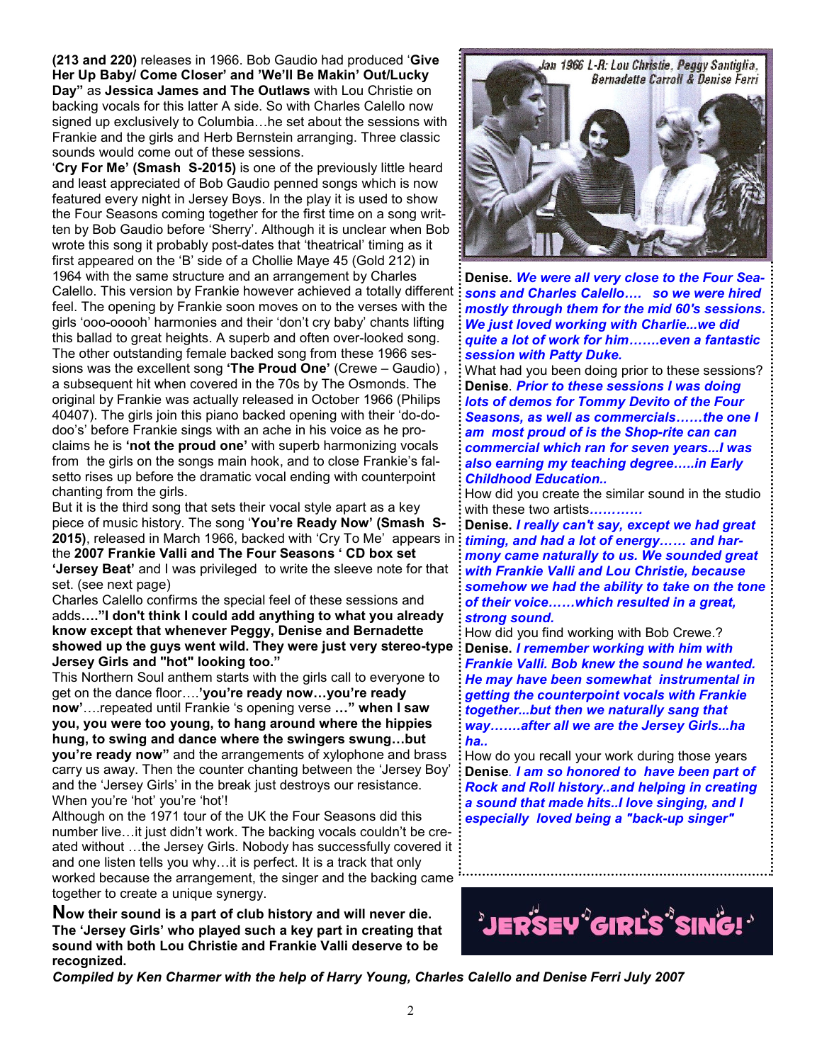**(213 and 220)** releases in 1966. Bob Gaudio had produced '**Give Her Up Baby/ Come Closer' and 'We'll Be Makin' Out/Lucky Day"** as **Jessica James and The Outlaws** with Lou Christie on backing vocals for this latter A side. So with Charles Calello now signed up exclusively to Columbia…he set about the sessions with Frankie and the girls and Herb Bernstein arranging. Three classic sounds would come out of these sessions.

'**Cry For Me' (Smash S-2015)** is one of the previously little heard and least appreciated of Bob Gaudio penned songs which is now featured every night in Jersey Boys. In the play it is used to show the Four Seasons coming together for the first time on a song written by Bob Gaudio before 'Sherry'. Although it is unclear when Bob wrote this song it probably post-dates that 'theatrical' timing as it first appeared on the 'B' side of a Chollie Maye 45 (Gold 212) in 1964 with the same structure and an arrangement by Charles Calello. This version by Frankie however achieved a totally different feel. The opening by Frankie soon moves on to the verses with the girls 'ooo-ooooh' harmonies and their 'don't cry baby' chants lifting this ballad to great heights. A superb and often over-looked song. The other outstanding female backed song from these 1966 sessions was the excellent song **'The Proud One'** (Crewe – Gaudio) , a subsequent hit when covered in the 70s by The Osmonds. The original by Frankie was actually released in October 1966 (Philips 40407). The girls join this piano backed opening with their 'do-do-doo's' before Frankie sings with an ache in his voice as he proclaims he is **'not the proud one'** with superb harmonizing vocals from the girls on the songs main hook, and to close Frankie's falsetto rises up before the dramatic vocal ending with counterpoint chanting from the girls.

But it is the third song that sets their vocal style apart as a key piece of music history. The song '**You're Ready Now' (Smash S-2015)**, released in March 1966, backed with 'Cry To Me' appears in the **2007 Frankie Valli and The Four Seasons ' CD box set 'Jersey Beat'** and I was privileged to write the sleeve note for that set. (see next page)

Charles Calello confirms the special feel of these sessions and adds**…."I don't think I could add anything to what you already know except that whenever Peggy, Denise and Bernadette showed up the guys went wild. They were just very stereo-type Jersey Girls and "hot" looking too."**

This Northern Soul anthem starts with the girls call to everyone to get on the dance floor….**'you're ready now…you're ready now'**….repeated until Frankie 's opening verse **…" when I saw you, you were too young, to hang around where the hippies hung, to swing and dance where the swingers swung…but you're ready now"** and the arrangements of xylophone and brass carry us away. Then the counter chanting between the 'Jersey Boy' and the 'Jersey Girls' in the break just destroys our resistance. When you're 'hot' you're 'hot'!

Although on the 1971 tour of the UK the Four Seasons did this number live…it just didn't work. The backing vocals couldn't be created without …the Jersey Girls. Nobody has successfully covered it and one listen tells you why…it is perfect. It is a track that only worked because the arrangement, the singer and the backing came together to create a unique synergy.

**Now their sound is a part of club history and will never die. The 'Jersey Girls' who played such a key part in creating that sound with both Lou Christie and Frankie Valli deserve to be recognized.**

Jan 1966 L-R: Lou Christie, Peggy Santiglia, Bernadette Carroll & Denise Ferri

**Denise.** ***We were all very close to the Four Seasons and Charles Calello…. so we were hired mostly through them for the mid 60's sessions. We just loved working with Charlie...we did quite a lot of work for him…….even a fantastic session with Patty Duke.***

What had you been doing prior to these sessions?

**Denise**. ***Prior to these sessions I was doing lots of demos for Tommy Devito of the Four Seasons, as well as commercials……the one I am most proud of is the Shop-rite can can commercial which ran for seven years...I was also earning my teaching degree…..in Early Childhood Education..***

How did you create the similar sound in the studio with these two artists***…………***

**Denise.** ***I really can't say, except we had great timing, and had a lot of energy…… and harmony came naturally to us. We sounded great with Frankie Valli and Lou Christie, because somehow we had the ability to take on the tone of their voice……which resulted in a great, strong sound.***

How did you find working with Bob Crewe.?

**Denise.** ***I remember working with him with Frankie Valli. Bob knew the sound he wanted. He may have been somewhat instrumental in getting the counterpoint vocals with Frankie together...but then we naturally sang that way…….after all we are the Jersey Girls...ha ha..***

How do you recall your work during those years

**Denise**. ***I am so honored to have been part of Rock and Roll history..and helping in creating a sound that made hits..I love singing, and I especially loved being a "back-up singer"***

JERSEY GIRLS SING!

***Compiled by Ken Charmer with the help of Harry Young, Charles Calello and Denise Ferri July 2007***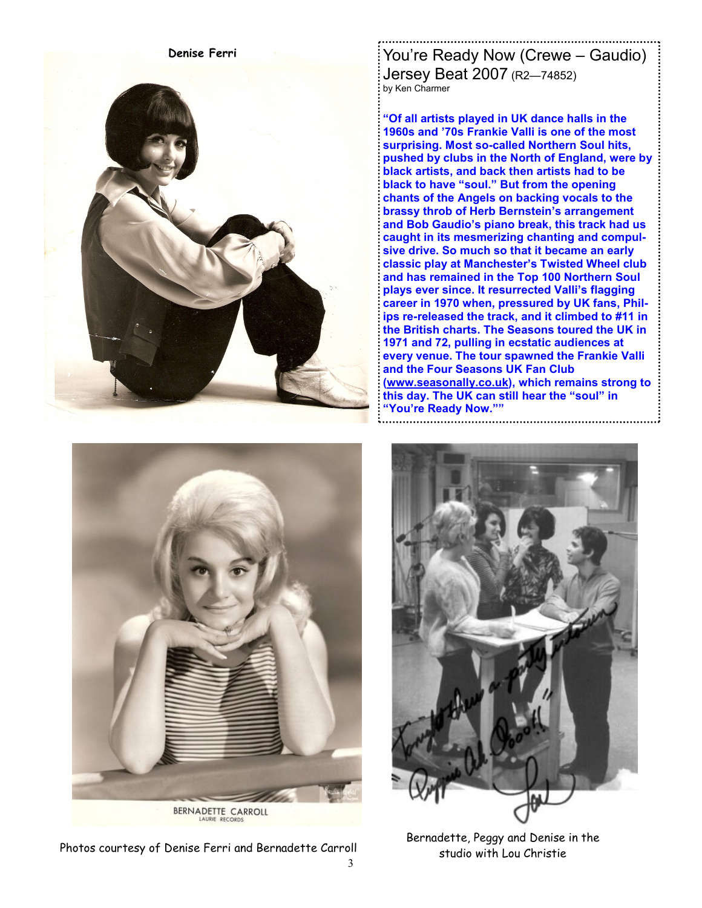Denise Ferri

You're Ready Now (Crewe – Gaudio)
Jersey Beat 2007 (R2—74852)
by Ken Charmer

**"Of all artists played in UK dance halls in the 1960s and '70s Frankie Valli is one of the most surprising. Most so-called Northern Soul hits, pushed by clubs in the North of England, were by black artists, and back then artists had to be black to have "soul." But from the opening chants of the Angels on backing vocals to the brassy throb of Herb Bernstein's arrangement and Bob Gaudio's piano break, this track had us caught in its mesmerizing chanting and compulsive drive. So much so that it became an early classic play at Manchester's Twisted Wheel club and has remained in the Top 100 Northern Soul plays ever since. It resurrected Valli's flagging career in 1970 when, pressured by UK fans, Philips re-released the track, and it climbed to #11 in the British charts. The Seasons toured the UK in 1971 and 72, pulling in ecstatic audiences at every venue. The tour spawned the Frankie Valli and the Four Seasons UK Fan Club (www.seasonally.co.uk), which remains strong to this day. The UK can still hear the "soul" in "You're Ready Now.""**

BERNADETTE CARROLL
LAURIE RECORDS

Photos courtesy of Denise Ferri and Bernadette Carroll

Bernadette, Peggy and Denise in the studio with Lou Christie